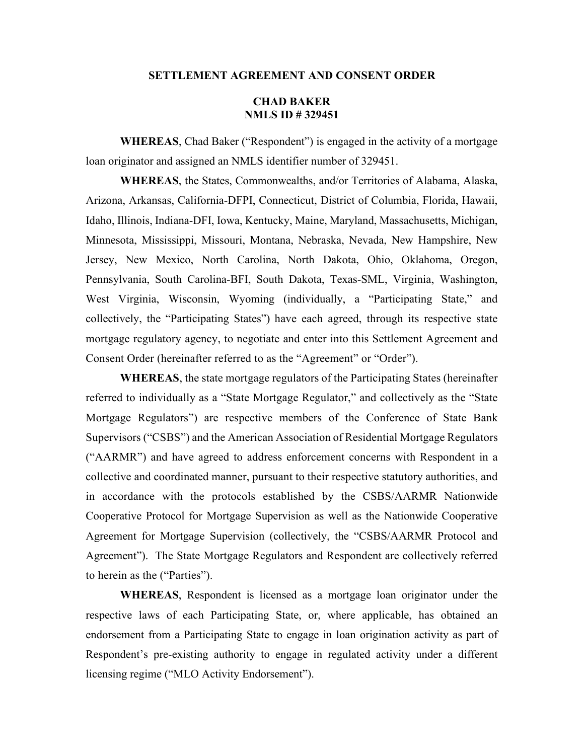# SETTLEMENT AGREEMENT AND CONSENT ORDER

## CHAD BAKER
## NMLS ID # 329451

**WHEREAS**, Chad Baker ("Respondent") is engaged in the activity of a mortgage loan originator and assigned an NMLS identifier number of 329451.

**WHEREAS**, the States, Commonwealths, and/or Territories of Alabama, Alaska, Arizona, Arkansas, California-DFPI, Connecticut, District of Columbia, Florida, Hawaii, Idaho, Illinois, Indiana-DFI, Iowa, Kentucky, Maine, Maryland, Massachusetts, Michigan, Minnesota, Mississippi, Missouri, Montana, Nebraska, Nevada, New Hampshire, New Jersey, New Mexico, North Carolina, North Dakota, Ohio, Oklahoma, Oregon, Pennsylvania, South Carolina-BFI, South Dakota, Texas-SML, Virginia, Washington, West Virginia, Wisconsin, Wyoming (individually, a "Participating State," and collectively, the "Participating States") have each agreed, through its respective state mortgage regulatory agency, to negotiate and enter into this Settlement Agreement and Consent Order (hereinafter referred to as the "Agreement" or "Order").

**WHEREAS**, the state mortgage regulators of the Participating States (hereinafter referred to individually as a "State Mortgage Regulator," and collectively as the "State Mortgage Regulators") are respective members of the Conference of State Bank Supervisors ("CSBS") and the American Association of Residential Mortgage Regulators ("AARMR") and have agreed to address enforcement concerns with Respondent in a collective and coordinated manner, pursuant to their respective statutory authorities, and in accordance with the protocols established by the CSBS/AARMR Nationwide Cooperative Protocol for Mortgage Supervision as well as the Nationwide Cooperative Agreement for Mortgage Supervision (collectively, the "CSBS/AARMR Protocol and Agreement"). The State Mortgage Regulators and Respondent are collectively referred to herein as the ("Parties").

**WHEREAS**, Respondent is licensed as a mortgage loan originator under the respective laws of each Participating State, or, where applicable, has obtained an endorsement from a Participating State to engage in loan origination activity as part of Respondent's pre-existing authority to engage in regulated activity under a different licensing regime ("MLO Activity Endorsement").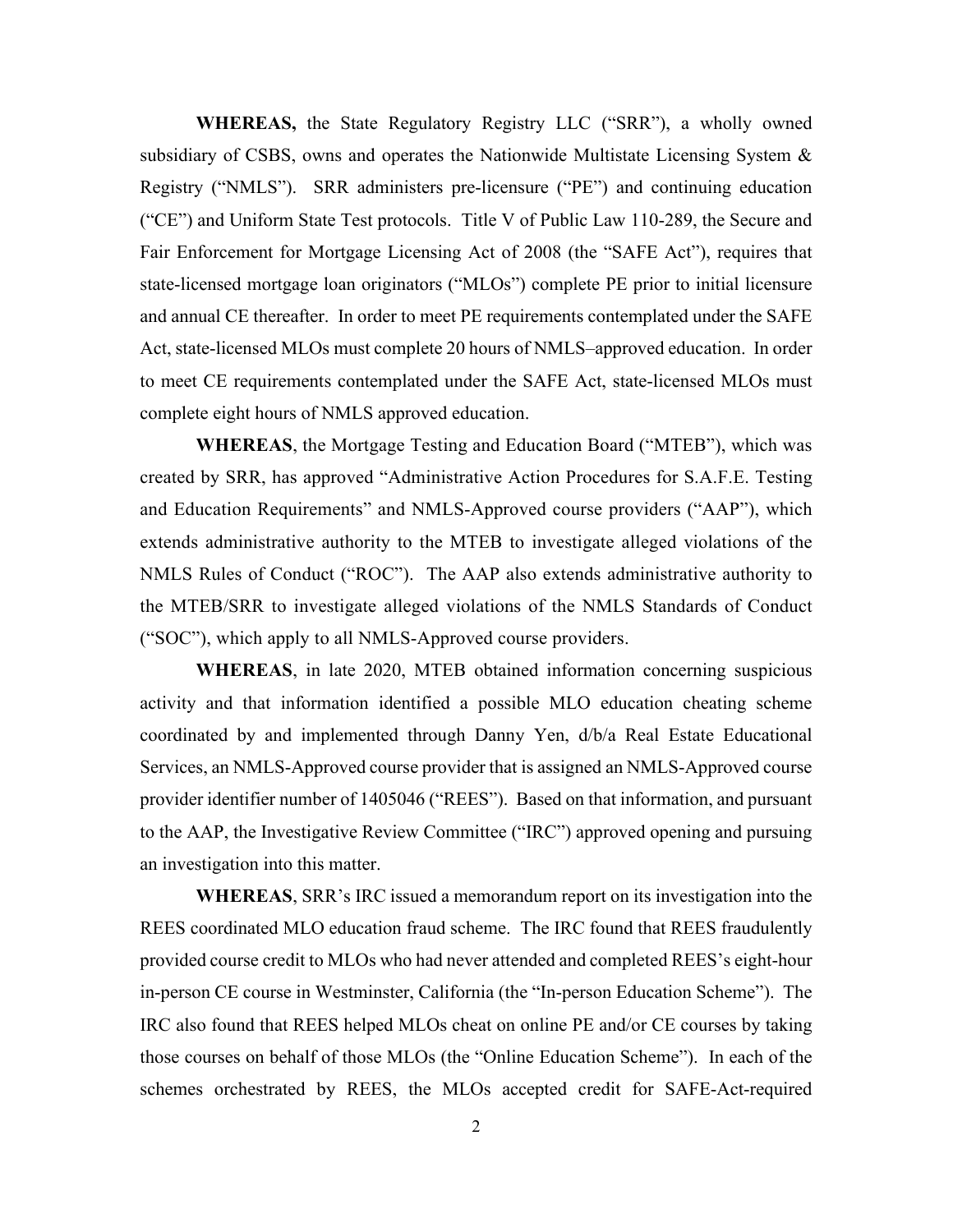**WHEREAS,** the State Regulatory Registry LLC ("SRR"), a wholly owned subsidiary of CSBS, owns and operates the Nationwide Multistate Licensing System & Registry ("NMLS"). SRR administers pre-licensure ("PE") and continuing education ("CE") and Uniform State Test protocols. Title V of Public Law 110-289, the Secure and Fair Enforcement for Mortgage Licensing Act of 2008 (the "SAFE Act"), requires that state-licensed mortgage loan originators ("MLOs") complete PE prior to initial licensure and annual CE thereafter. In order to meet PE requirements contemplated under the SAFE Act, state-licensed MLOs must complete 20 hours of NMLS–approved education. In order to meet CE requirements contemplated under the SAFE Act, state-licensed MLOs must complete eight hours of NMLS approved education.

**WHEREAS**, the Mortgage Testing and Education Board ("MTEB"), which was created by SRR, has approved "Administrative Action Procedures for S.A.F.E. Testing and Education Requirements" and NMLS-Approved course providers ("AAP"), which extends administrative authority to the MTEB to investigate alleged violations of the NMLS Rules of Conduct ("ROC"). The AAP also extends administrative authority to the MTEB/SRR to investigate alleged violations of the NMLS Standards of Conduct ("SOC"), which apply to all NMLS-Approved course providers.

**WHEREAS**, in late 2020, MTEB obtained information concerning suspicious activity and that information identified a possible MLO education cheating scheme coordinated by and implemented through Danny Yen, d/b/a Real Estate Educational Services, an NMLS-Approved course provider that is assigned an NMLS-Approved course provider identifier number of 1405046 ("REES"). Based on that information, and pursuant to the AAP, the Investigative Review Committee ("IRC") approved opening and pursuing an investigation into this matter.

**WHEREAS**, SRR's IRC issued a memorandum report on its investigation into the REES coordinated MLO education fraud scheme. The IRC found that REES fraudulently provided course credit to MLOs who had never attended and completed REES's eight-hour in-person CE course in Westminster, California (the "In-person Education Scheme"). The IRC also found that REES helped MLOs cheat on online PE and/or CE courses by taking those courses on behalf of those MLOs (the "Online Education Scheme"). In each of the schemes orchestrated by REES, the MLOs accepted credit for SAFE-Act-required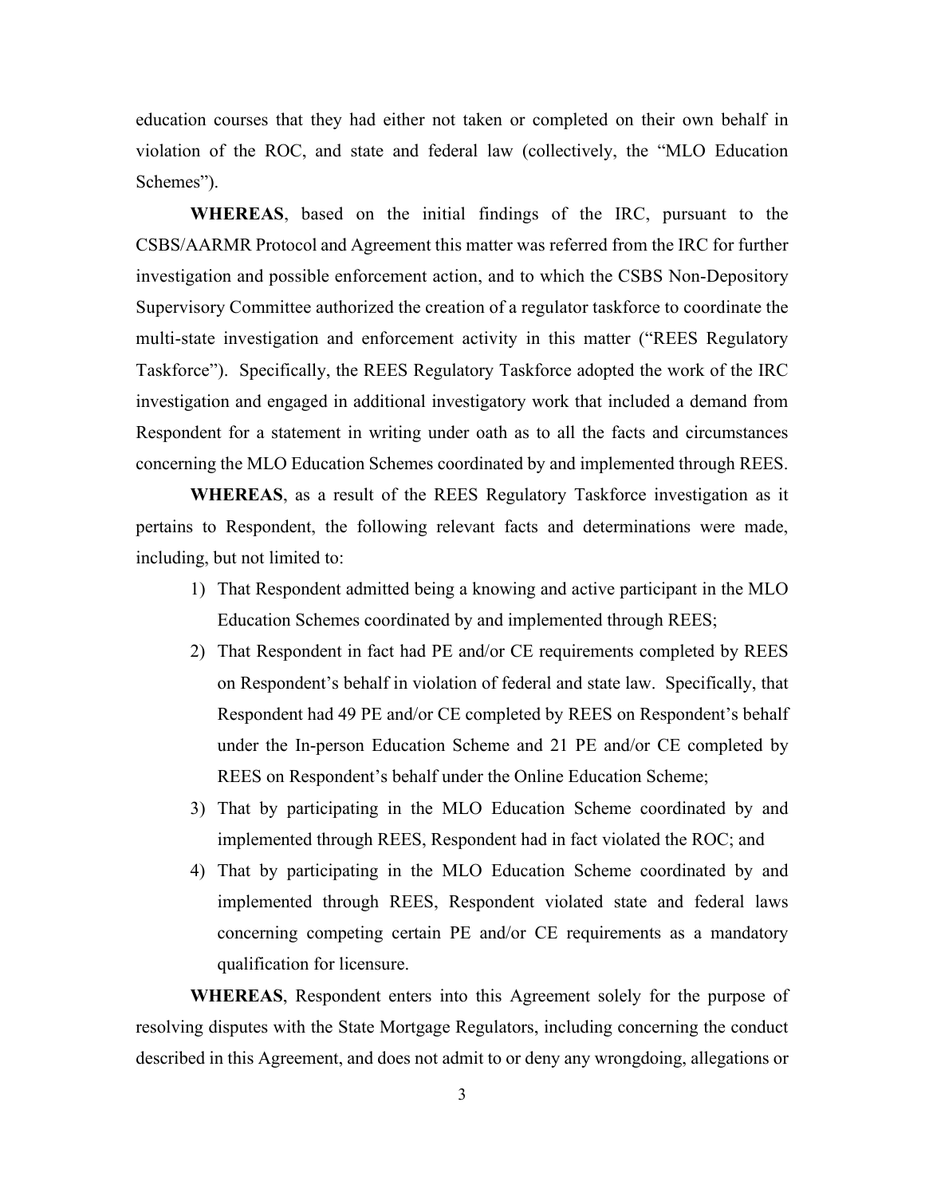education courses that they had either not taken or completed on their own behalf in violation of the ROC, and state and federal law (collectively, the "MLO Education Schemes").

**WHEREAS**, based on the initial findings of the IRC, pursuant to the CSBS/AARMR Protocol and Agreement this matter was referred from the IRC for further investigation and possible enforcement action, and to which the CSBS Non-Depository Supervisory Committee authorized the creation of a regulator taskforce to coordinate the multi-state investigation and enforcement activity in this matter ("REES Regulatory Taskforce"). Specifically, the REES Regulatory Taskforce adopted the work of the IRC investigation and engaged in additional investigatory work that included a demand from Respondent for a statement in writing under oath as to all the facts and circumstances concerning the MLO Education Schemes coordinated by and implemented through REES.

**WHEREAS**, as a result of the REES Regulatory Taskforce investigation as it pertains to Respondent, the following relevant facts and determinations were made, including, but not limited to:

1) That Respondent admitted being a knowing and active participant in the MLO Education Schemes coordinated by and implemented through REES;
2) That Respondent in fact had PE and/or CE requirements completed by REES on Respondent's behalf in violation of federal and state law. Specifically, that Respondent had 49 PE and/or CE completed by REES on Respondent's behalf under the In-person Education Scheme and 21 PE and/or CE completed by REES on Respondent's behalf under the Online Education Scheme;
3) That by participating in the MLO Education Scheme coordinated by and implemented through REES, Respondent had in fact violated the ROC; and
4) That by participating in the MLO Education Scheme coordinated by and implemented through REES, Respondent violated state and federal laws concerning competing certain PE and/or CE requirements as a mandatory qualification for licensure.

**WHEREAS**, Respondent enters into this Agreement solely for the purpose of resolving disputes with the State Mortgage Regulators, including concerning the conduct described in this Agreement, and does not admit to or deny any wrongdoing, allegations or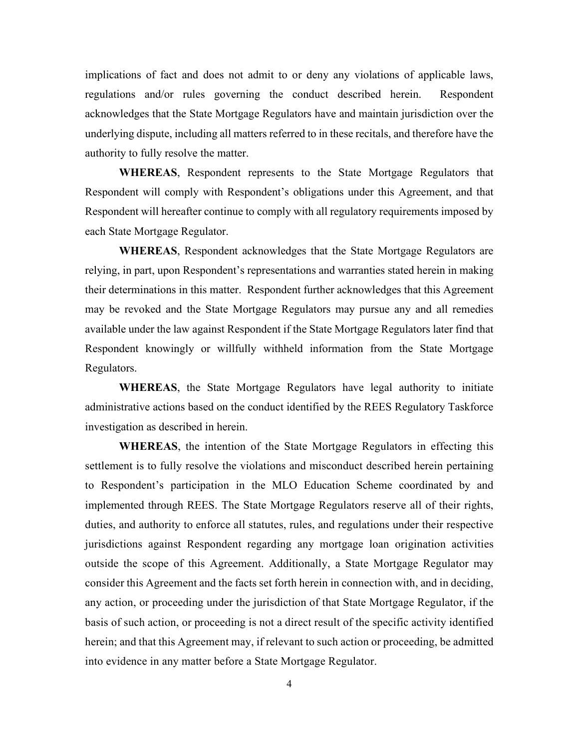implications of fact and does not admit to or deny any violations of applicable laws, regulations and/or rules governing the conduct described herein. Respondent acknowledges that the State Mortgage Regulators have and maintain jurisdiction over the underlying dispute, including all matters referred to in these recitals, and therefore have the authority to fully resolve the matter.

**WHEREAS**, Respondent represents to the State Mortgage Regulators that Respondent will comply with Respondent's obligations under this Agreement, and that Respondent will hereafter continue to comply with all regulatory requirements imposed by each State Mortgage Regulator.

**WHEREAS**, Respondent acknowledges that the State Mortgage Regulators are relying, in part, upon Respondent's representations and warranties stated herein in making their determinations in this matter. Respondent further acknowledges that this Agreement may be revoked and the State Mortgage Regulators may pursue any and all remedies available under the law against Respondent if the State Mortgage Regulators later find that Respondent knowingly or willfully withheld information from the State Mortgage Regulators.

**WHEREAS**, the State Mortgage Regulators have legal authority to initiate administrative actions based on the conduct identified by the REES Regulatory Taskforce investigation as described in herein.

**WHEREAS**, the intention of the State Mortgage Regulators in effecting this settlement is to fully resolve the violations and misconduct described herein pertaining to Respondent's participation in the MLO Education Scheme coordinated by and implemented through REES. The State Mortgage Regulators reserve all of their rights, duties, and authority to enforce all statutes, rules, and regulations under their respective jurisdictions against Respondent regarding any mortgage loan origination activities outside the scope of this Agreement. Additionally, a State Mortgage Regulator may consider this Agreement and the facts set forth herein in connection with, and in deciding, any action, or proceeding under the jurisdiction of that State Mortgage Regulator, if the basis of such action, or proceeding is not a direct result of the specific activity identified herein; and that this Agreement may, if relevant to such action or proceeding, be admitted into evidence in any matter before a State Mortgage Regulator.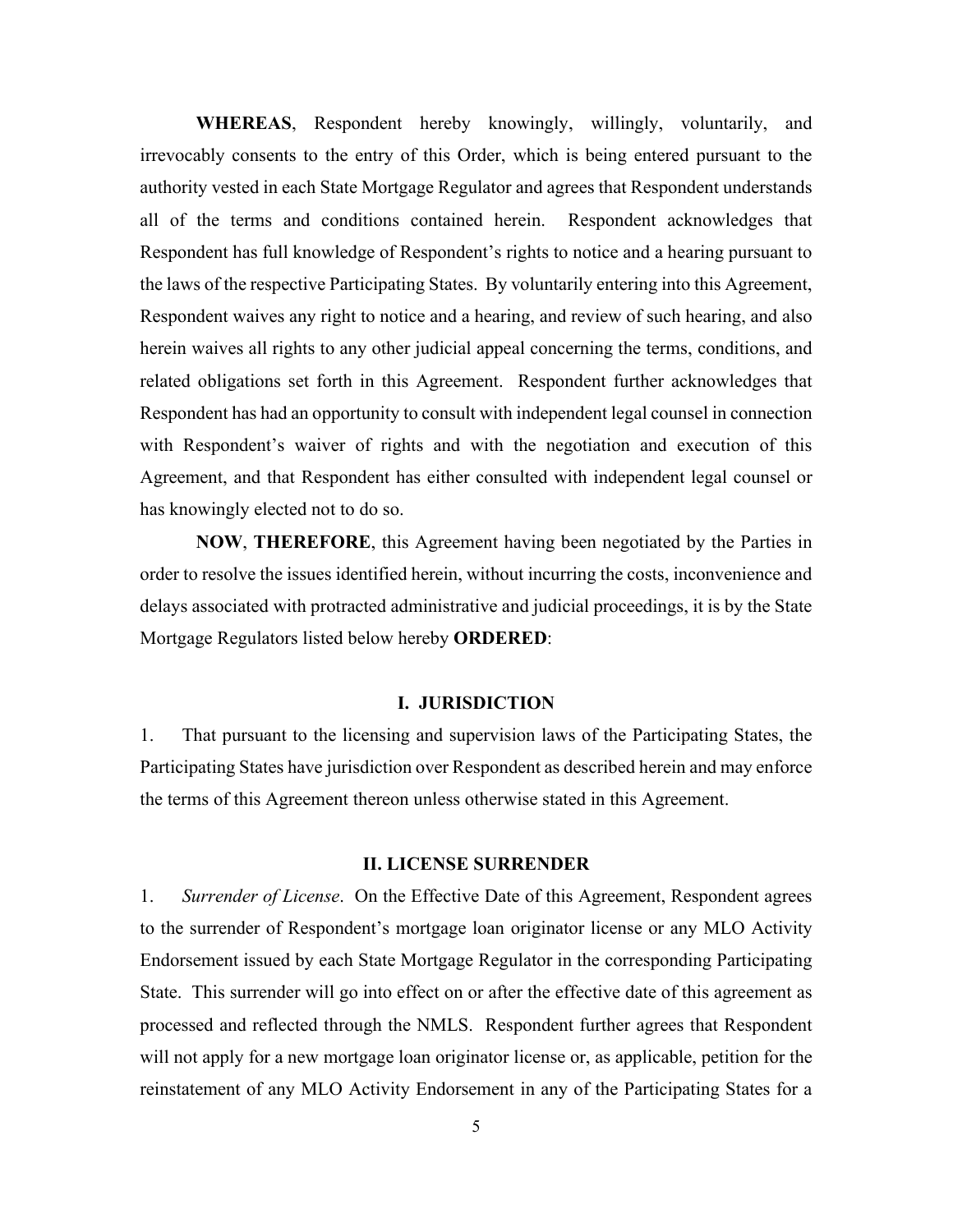**WHEREAS**, Respondent hereby knowingly, willingly, voluntarily, and irrevocably consents to the entry of this Order, which is being entered pursuant to the authority vested in each State Mortgage Regulator and agrees that Respondent understands all of the terms and conditions contained herein. Respondent acknowledges that Respondent has full knowledge of Respondent's rights to notice and a hearing pursuant to the laws of the respective Participating States. By voluntarily entering into this Agreement, Respondent waives any right to notice and a hearing, and review of such hearing, and also herein waives all rights to any other judicial appeal concerning the terms, conditions, and related obligations set forth in this Agreement. Respondent further acknowledges that Respondent has had an opportunity to consult with independent legal counsel in connection with Respondent's waiver of rights and with the negotiation and execution of this Agreement, and that Respondent has either consulted with independent legal counsel or has knowingly elected not to do so.

**NOW**, **THEREFORE**, this Agreement having been negotiated by the Parties in order to resolve the issues identified herein, without incurring the costs, inconvenience and delays associated with protracted administrative and judicial proceedings, it is by the State Mortgage Regulators listed below hereby **ORDERED**:

## I. JURISDICTION

1. That pursuant to the licensing and supervision laws of the Participating States, the Participating States have jurisdiction over Respondent as described herein and may enforce the terms of this Agreement thereon unless otherwise stated in this Agreement.

## II. LICENSE SURRENDER

1. *Surrender of License*. On the Effective Date of this Agreement, Respondent agrees to the surrender of Respondent's mortgage loan originator license or any MLO Activity Endorsement issued by each State Mortgage Regulator in the corresponding Participating State. This surrender will go into effect on or after the effective date of this agreement as processed and reflected through the NMLS. Respondent further agrees that Respondent will not apply for a new mortgage loan originator license or, as applicable, petition for the reinstatement of any MLO Activity Endorsement in any of the Participating States for a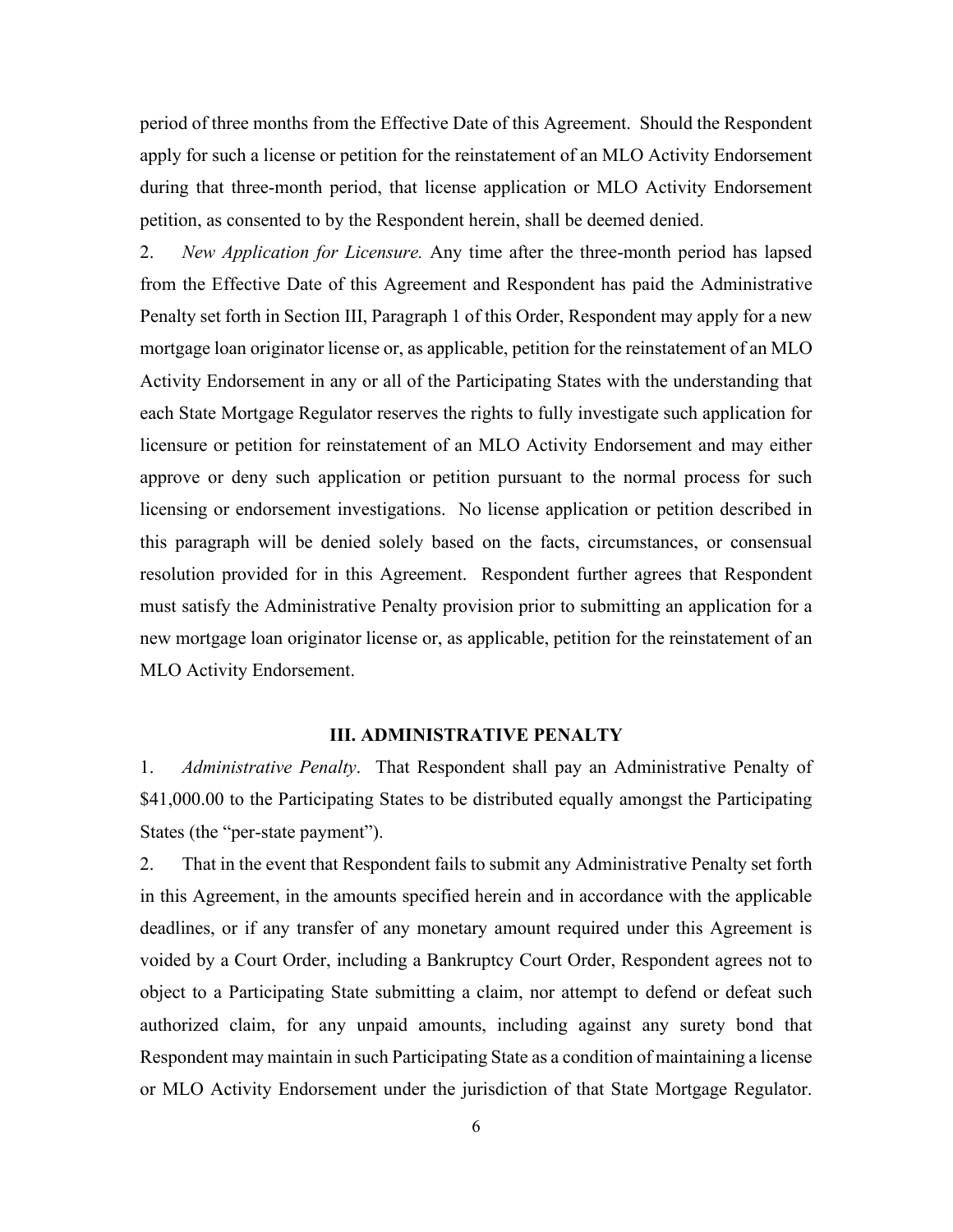period of three months from the Effective Date of this Agreement. Should the Respondent apply for such a license or petition for the reinstatement of an MLO Activity Endorsement during that three-month period, that license application or MLO Activity Endorsement petition, as consented to by the Respondent herein, shall be deemed denied.

2. *New Application for Licensure.* Any time after the three-month period has lapsed from the Effective Date of this Agreement and Respondent has paid the Administrative Penalty set forth in Section III, Paragraph 1 of this Order, Respondent may apply for a new mortgage loan originator license or, as applicable, petition for the reinstatement of an MLO Activity Endorsement in any or all of the Participating States with the understanding that each State Mortgage Regulator reserves the rights to fully investigate such application for licensure or petition for reinstatement of an MLO Activity Endorsement and may either approve or deny such application or petition pursuant to the normal process for such licensing or endorsement investigations. No license application or petition described in this paragraph will be denied solely based on the facts, circumstances, or consensual resolution provided for in this Agreement. Respondent further agrees that Respondent must satisfy the Administrative Penalty provision prior to submitting an application for a new mortgage loan originator license or, as applicable, petition for the reinstatement of an MLO Activity Endorsement.

### III. ADMINISTRATIVE PENALTY

1. *Administrative Penalty*. That Respondent shall pay an Administrative Penalty of $41,000.00 to the Participating States to be distributed equally amongst the Participating States (the "per-state payment").

2. That in the event that Respondent fails to submit any Administrative Penalty set forth in this Agreement, in the amounts specified herein and in accordance with the applicable deadlines, or if any transfer of any monetary amount required under this Agreement is voided by a Court Order, including a Bankruptcy Court Order, Respondent agrees not to object to a Participating State submitting a claim, nor attempt to defend or defeat such authorized claim, for any unpaid amounts, including against any surety bond that Respondent may maintain in such Participating State as a condition of maintaining a license or MLO Activity Endorsement under the jurisdiction of that State Mortgage Regulator.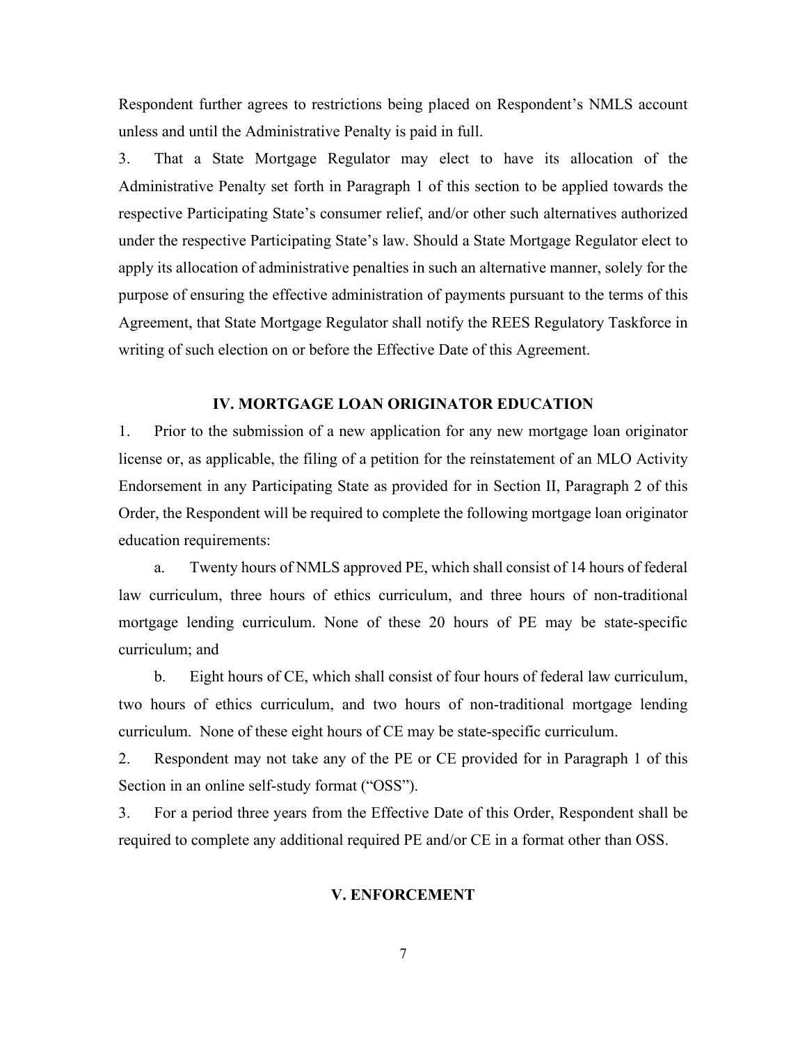Respondent further agrees to restrictions being placed on Respondent's NMLS account unless and until the Administrative Penalty is paid in full.

3. That a State Mortgage Regulator may elect to have its allocation of the Administrative Penalty set forth in Paragraph 1 of this section to be applied towards the respective Participating State's consumer relief, and/or other such alternatives authorized under the respective Participating State's law. Should a State Mortgage Regulator elect to apply its allocation of administrative penalties in such an alternative manner, solely for the purpose of ensuring the effective administration of payments pursuant to the terms of this Agreement, that State Mortgage Regulator shall notify the REES Regulatory Taskforce in writing of such election on or before the Effective Date of this Agreement.

## IV. MORTGAGE LOAN ORIGINATOR EDUCATION

1. Prior to the submission of a new application for any new mortgage loan originator license or, as applicable, the filing of a petition for the reinstatement of an MLO Activity Endorsement in any Participating State as provided for in Section II, Paragraph 2 of this Order, the Respondent will be required to complete the following mortgage loan originator education requirements:

   a. Twenty hours of NMLS approved PE, which shall consist of 14 hours of federal law curriculum, three hours of ethics curriculum, and three hours of non-traditional mortgage lending curriculum. None of these 20 hours of PE may be state-specific curriculum; and

   b. Eight hours of CE, which shall consist of four hours of federal law curriculum, two hours of ethics curriculum, and two hours of non-traditional mortgage lending curriculum. None of these eight hours of CE may be state-specific curriculum.

2. Respondent may not take any of the PE or CE provided for in Paragraph 1 of this Section in an online self-study format ("OSS").

3. For a period three years from the Effective Date of this Order, Respondent shall be required to complete any additional required PE and/or CE in a format other than OSS.

## V. ENFORCEMENT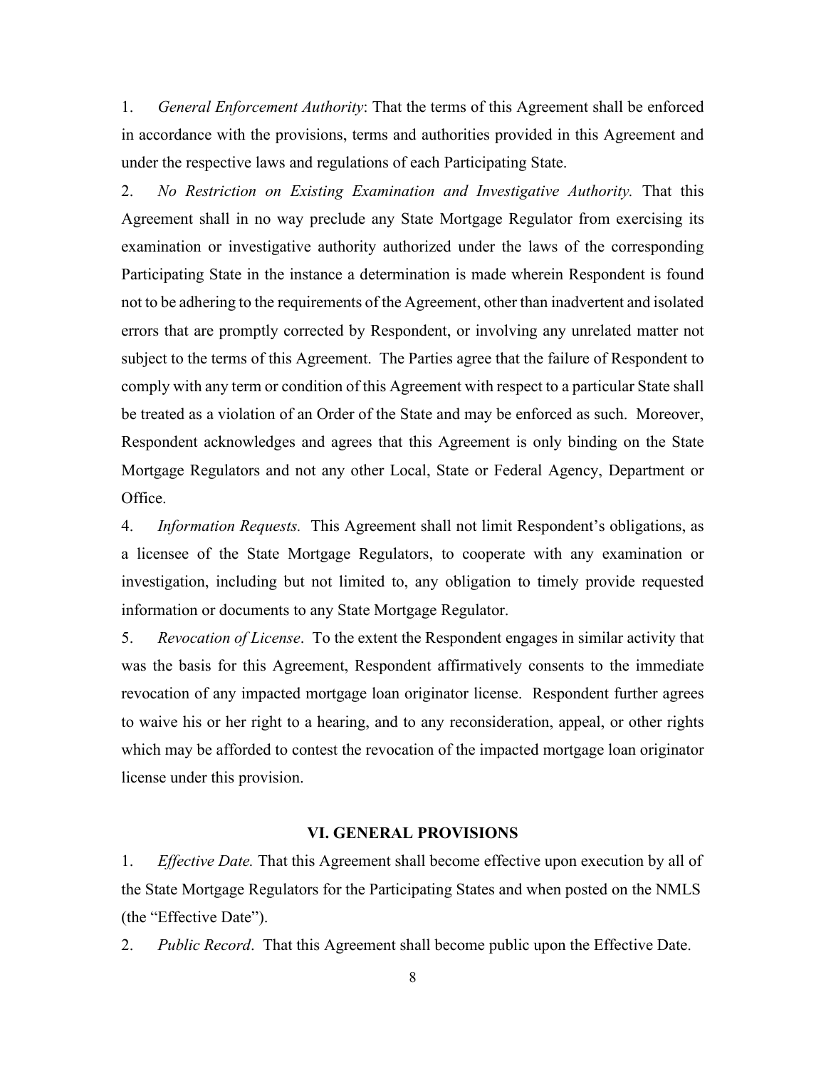1. *General Enforcement Authority*: That the terms of this Agreement shall be enforced in accordance with the provisions, terms and authorities provided in this Agreement and under the respective laws and regulations of each Participating State.

2. *No Restriction on Existing Examination and Investigative Authority.* That this Agreement shall in no way preclude any State Mortgage Regulator from exercising its examination or investigative authority authorized under the laws of the corresponding Participating State in the instance a determination is made wherein Respondent is found not to be adhering to the requirements of the Agreement, other than inadvertent and isolated errors that are promptly corrected by Respondent, or involving any unrelated matter not subject to the terms of this Agreement. The Parties agree that the failure of Respondent to comply with any term or condition of this Agreement with respect to a particular State shall be treated as a violation of an Order of the State and may be enforced as such. Moreover, Respondent acknowledges and agrees that this Agreement is only binding on the State Mortgage Regulators and not any other Local, State or Federal Agency, Department or Office.

4. *Information Requests.* This Agreement shall not limit Respondent's obligations, as a licensee of the State Mortgage Regulators, to cooperate with any examination or investigation, including but not limited to, any obligation to timely provide requested information or documents to any State Mortgage Regulator.

5. *Revocation of License*. To the extent the Respondent engages in similar activity that was the basis for this Agreement, Respondent affirmatively consents to the immediate revocation of any impacted mortgage loan originator license. Respondent further agrees to waive his or her right to a hearing, and to any reconsideration, appeal, or other rights which may be afforded to contest the revocation of the impacted mortgage loan originator license under this provision.

## VI. GENERAL PROVISIONS

1. *Effective Date.* That this Agreement shall become effective upon execution by all of the State Mortgage Regulators for the Participating States and when posted on the NMLS (the "Effective Date").

2. *Public Record*. That this Agreement shall become public upon the Effective Date.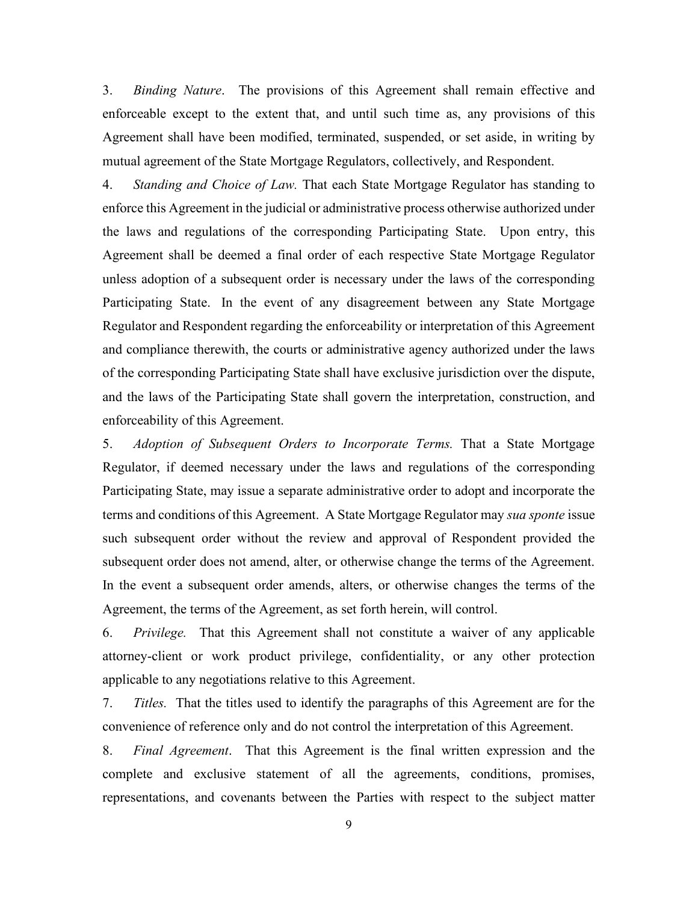3. *Binding Nature*. The provisions of this Agreement shall remain effective and enforceable except to the extent that, and until such time as, any provisions of this Agreement shall have been modified, terminated, suspended, or set aside, in writing by mutual agreement of the State Mortgage Regulators, collectively, and Respondent.

4. *Standing and Choice of Law.* That each State Mortgage Regulator has standing to enforce this Agreement in the judicial or administrative process otherwise authorized under the laws and regulations of the corresponding Participating State. Upon entry, this Agreement shall be deemed a final order of each respective State Mortgage Regulator unless adoption of a subsequent order is necessary under the laws of the corresponding Participating State. In the event of any disagreement between any State Mortgage Regulator and Respondent regarding the enforceability or interpretation of this Agreement and compliance therewith, the courts or administrative agency authorized under the laws of the corresponding Participating State shall have exclusive jurisdiction over the dispute, and the laws of the Participating State shall govern the interpretation, construction, and enforceability of this Agreement.

5. *Adoption of Subsequent Orders to Incorporate Terms.* That a State Mortgage Regulator, if deemed necessary under the laws and regulations of the corresponding Participating State, may issue a separate administrative order to adopt and incorporate the terms and conditions of this Agreement. A State Mortgage Regulator may *sua sponte* issue such subsequent order without the review and approval of Respondent provided the subsequent order does not amend, alter, or otherwise change the terms of the Agreement. In the event a subsequent order amends, alters, or otherwise changes the terms of the Agreement, the terms of the Agreement, as set forth herein, will control.

6. *Privilege.* That this Agreement shall not constitute a waiver of any applicable attorney-client or work product privilege, confidentiality, or any other protection applicable to any negotiations relative to this Agreement.

7. *Titles.* That the titles used to identify the paragraphs of this Agreement are for the convenience of reference only and do not control the interpretation of this Agreement.

8. *Final Agreement*. That this Agreement is the final written expression and the complete and exclusive statement of all the agreements, conditions, promises, representations, and covenants between the Parties with respect to the subject matter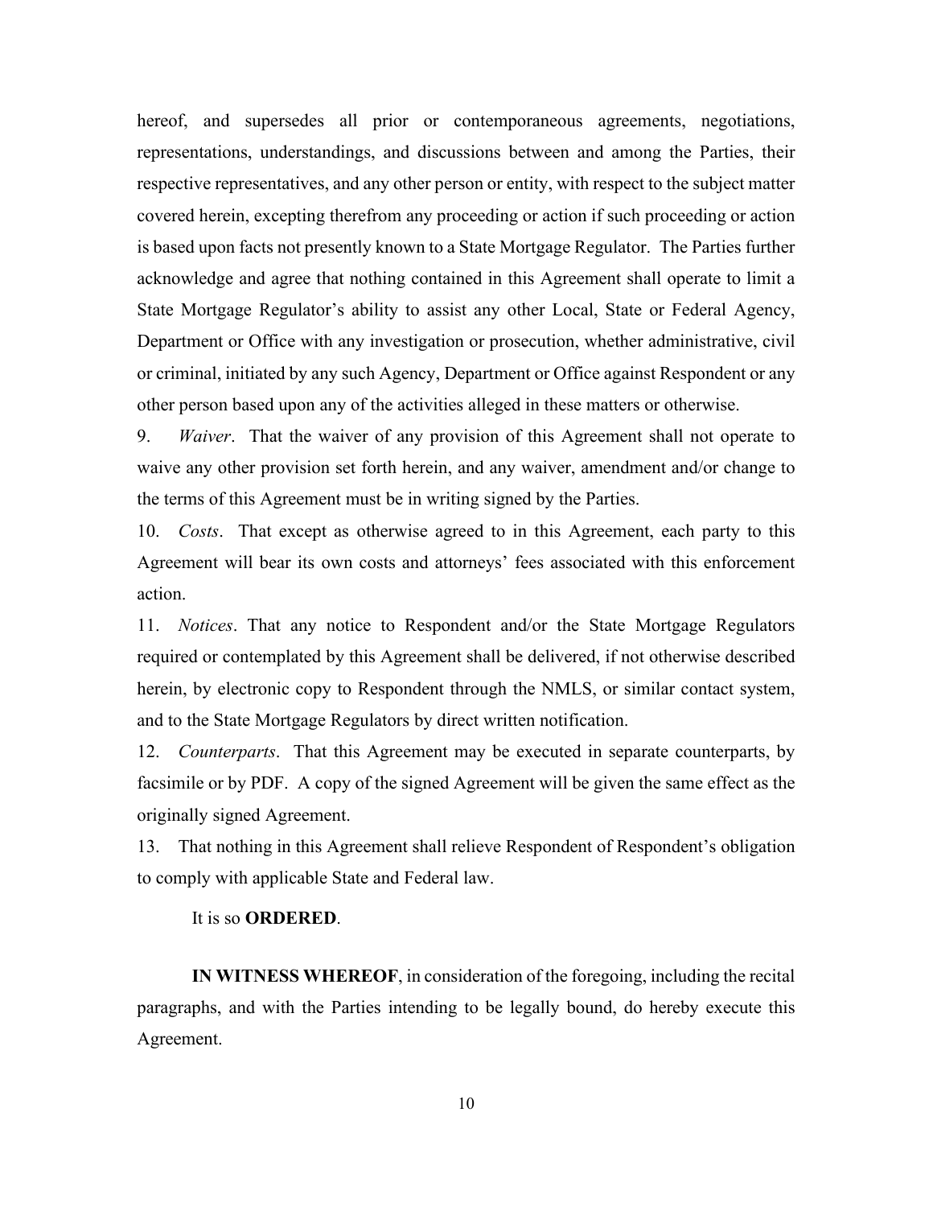hereof, and supersedes all prior or contemporaneous agreements, negotiations, representations, understandings, and discussions between and among the Parties, their respective representatives, and any other person or entity, with respect to the subject matter covered herein, excepting therefrom any proceeding or action if such proceeding or action is based upon facts not presently known to a State Mortgage Regulator. The Parties further acknowledge and agree that nothing contained in this Agreement shall operate to limit a State Mortgage Regulator's ability to assist any other Local, State or Federal Agency, Department or Office with any investigation or prosecution, whether administrative, civil or criminal, initiated by any such Agency, Department or Office against Respondent or any other person based upon any of the activities alleged in these matters or otherwise.

9. *Waiver*. That the waiver of any provision of this Agreement shall not operate to waive any other provision set forth herein, and any waiver, amendment and/or change to the terms of this Agreement must be in writing signed by the Parties.

10. *Costs*. That except as otherwise agreed to in this Agreement, each party to this Agreement will bear its own costs and attorneys' fees associated with this enforcement action.

11. *Notices*. That any notice to Respondent and/or the State Mortgage Regulators required or contemplated by this Agreement shall be delivered, if not otherwise described herein, by electronic copy to Respondent through the NMLS, or similar contact system, and to the State Mortgage Regulators by direct written notification.

12. *Counterparts*. That this Agreement may be executed in separate counterparts, by facsimile or by PDF. A copy of the signed Agreement will be given the same effect as the originally signed Agreement.

13. That nothing in this Agreement shall relieve Respondent of Respondent's obligation to comply with applicable State and Federal law.

It is so **ORDERED**.

**IN WITNESS WHEREOF**, in consideration of the foregoing, including the recital paragraphs, and with the Parties intending to be legally bound, do hereby execute this Agreement.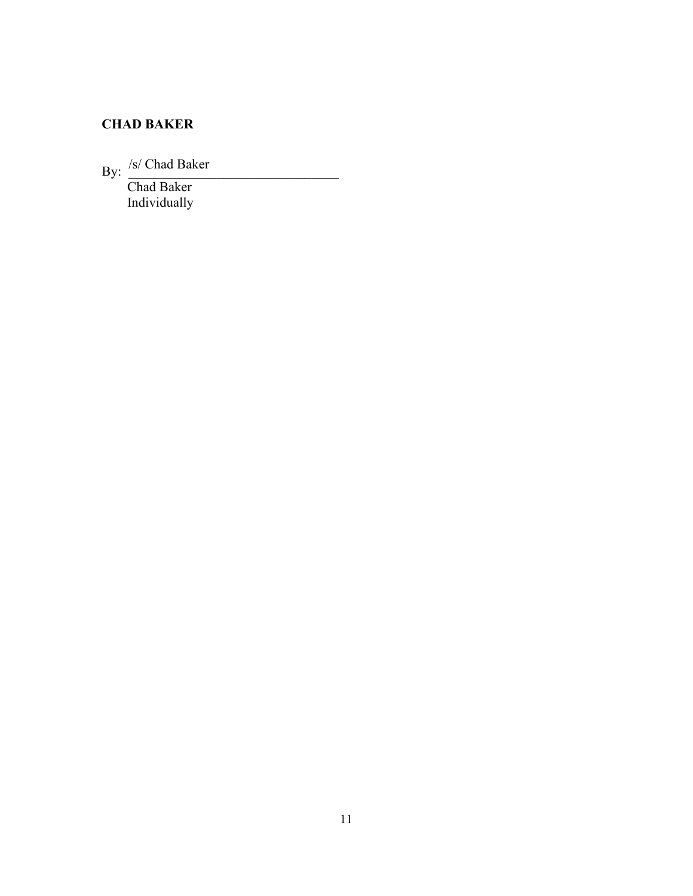**CHAD BAKER**

By: /s/ Chad Baker

Chad Baker
Individually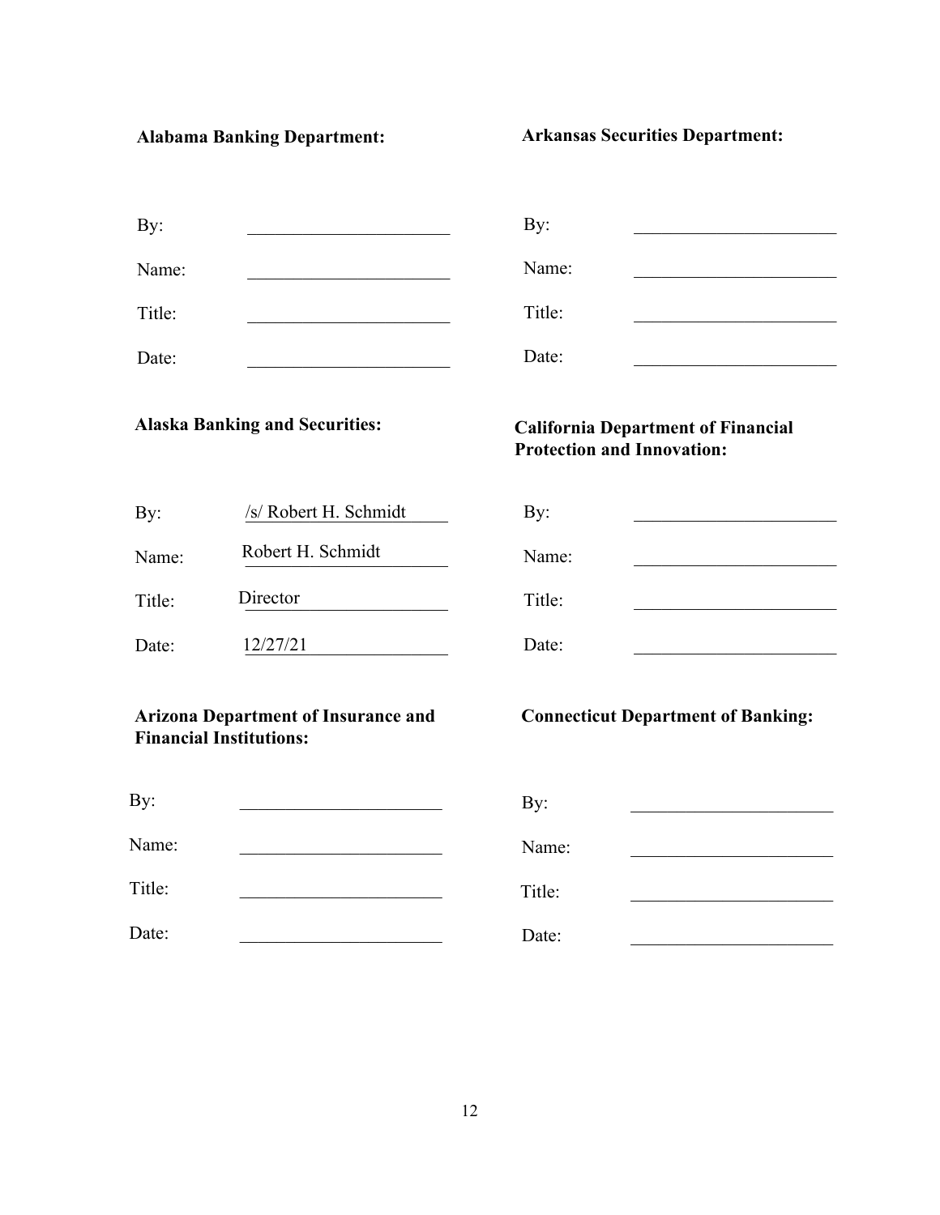**Alabama Banking Department:**

By: ______________________

Name: ______________________

Title: ______________________

Date: ______________________

**Arkansas Securities Department:**

By: ______________________

Name: ______________________

Title: ______________________

Date: ______________________

**Alaska Banking and Securities:**

By: /s/ Robert H. Schmidt

Name: Robert H. Schmidt

Title: Director

Date: 12/27/21

**California Department of Financial Protection and Innovation:**

By: ______________________

Name: ______________________

Title: ______________________

Date: ______________________

**Arizona Department of Insurance and Financial Institutions:**

By: ______________________

Name: ______________________

Title: ______________________

Date: ______________________

**Connecticut Department of Banking:**

By: ______________________

Name: ______________________

Title: ______________________

Date: ______________________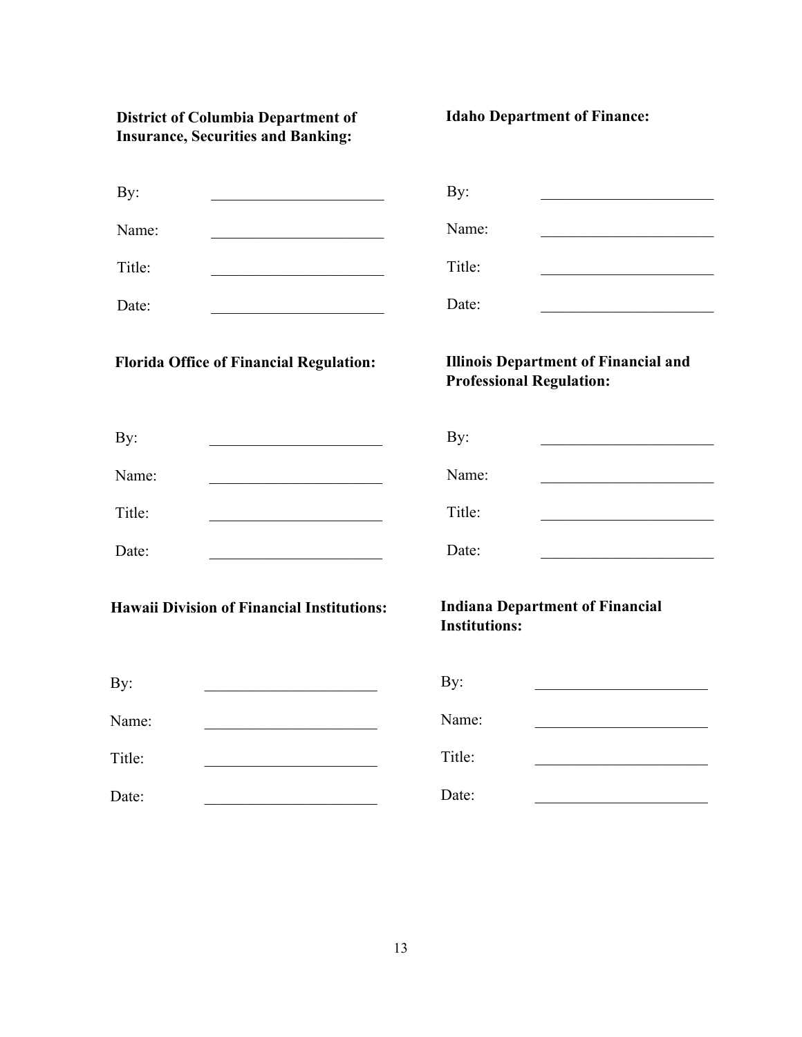**District of Columbia Department of Insurance, Securities and Banking:**

By: ______________________

Name: ______________________

Title: ______________________

Date: ______________________

**Florida Office of Financial Regulation:**

By: ______________________

Name: ______________________

Title: ______________________

Date: ______________________

**Hawaii Division of Financial Institutions:**

By: ______________________

Name: ______________________

Title: ______________________

Date: ______________________

**Idaho Department of Finance:**

By: ______________________

Name: ______________________

Title: ______________________

Date: ______________________

**Illinois Department of Financial and Professional Regulation:**

By: ______________________

Name: ______________________

Title: ______________________

Date: ______________________

**Indiana Department of Financial Institutions:**

By: ______________________

Name: ______________________

Title: ______________________

Date: ______________________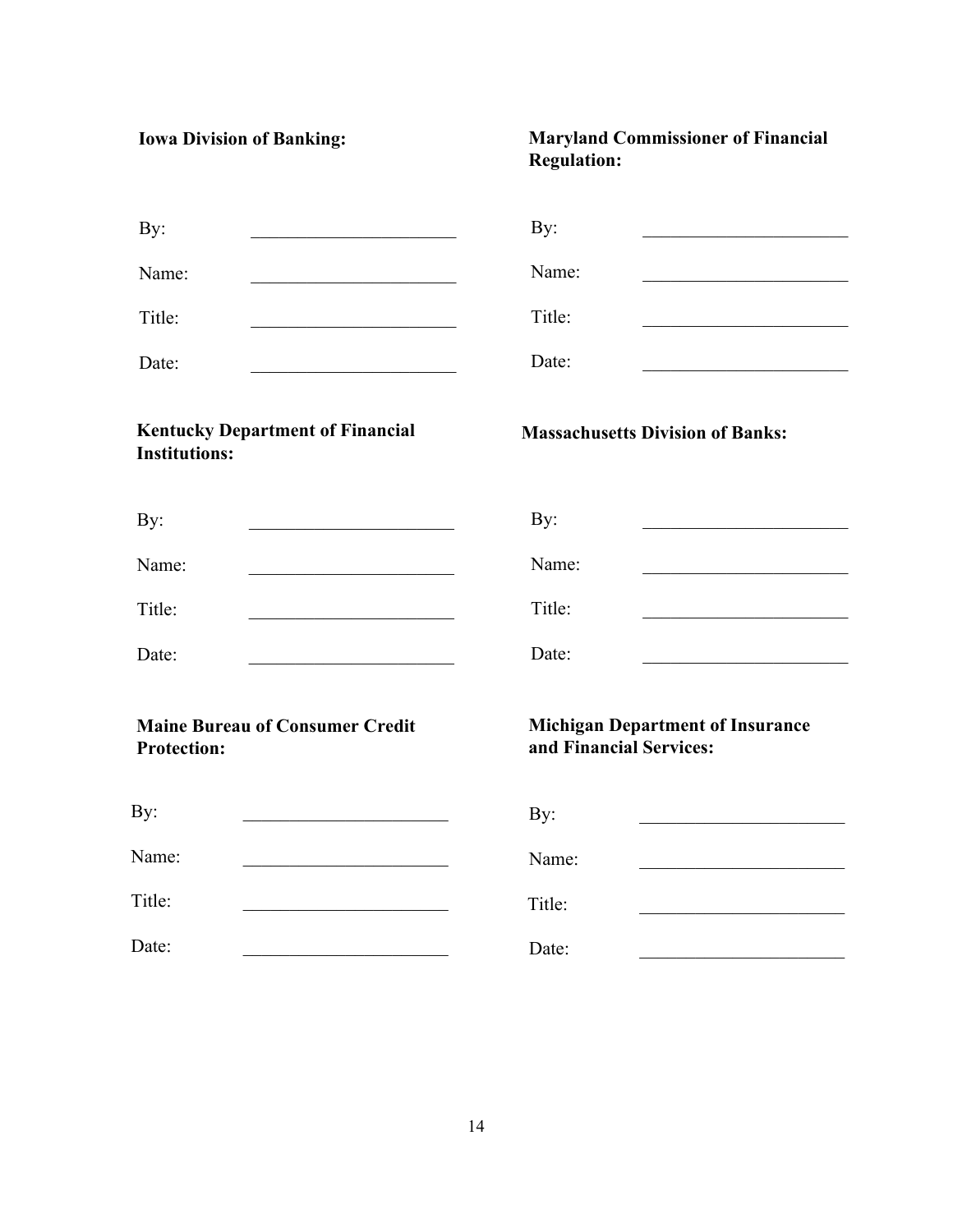**Iowa Division of Banking:**

By: \_\_\_\_\_\_\_\_\_\_\_\_\_\_\_\_\_\_\_\_\_\_

Name: \_\_\_\_\_\_\_\_\_\_\_\_\_\_\_\_\_\_\_\_\_\_

Title: \_\_\_\_\_\_\_\_\_\_\_\_\_\_\_\_\_\_\_\_\_\_

Date: \_\_\_\_\_\_\_\_\_\_\_\_\_\_\_\_\_\_\_\_\_\_

**Maryland Commissioner of Financial Regulation:**

By: \_\_\_\_\_\_\_\_\_\_\_\_\_\_\_\_\_\_\_\_\_\_

Name: \_\_\_\_\_\_\_\_\_\_\_\_\_\_\_\_\_\_\_\_\_\_

Title: \_\_\_\_\_\_\_\_\_\_\_\_\_\_\_\_\_\_\_\_\_\_

Date: \_\_\_\_\_\_\_\_\_\_\_\_\_\_\_\_\_\_\_\_\_\_

**Kentucky Department of Financial Institutions:**

By: \_\_\_\_\_\_\_\_\_\_\_\_\_\_\_\_\_\_\_\_\_\_

Name: \_\_\_\_\_\_\_\_\_\_\_\_\_\_\_\_\_\_\_\_\_\_

Title: \_\_\_\_\_\_\_\_\_\_\_\_\_\_\_\_\_\_\_\_\_\_

Date: \_\_\_\_\_\_\_\_\_\_\_\_\_\_\_\_\_\_\_\_\_\_

**Massachusetts Division of Banks:**

By: \_\_\_\_\_\_\_\_\_\_\_\_\_\_\_\_\_\_\_\_\_\_

Name: \_\_\_\_\_\_\_\_\_\_\_\_\_\_\_\_\_\_\_\_\_\_

Title: \_\_\_\_\_\_\_\_\_\_\_\_\_\_\_\_\_\_\_\_\_\_

Date: \_\_\_\_\_\_\_\_\_\_\_\_\_\_\_\_\_\_\_\_\_\_

**Maine Bureau of Consumer Credit Protection:**

By: \_\_\_\_\_\_\_\_\_\_\_\_\_\_\_\_\_\_\_\_\_\_

Name: \_\_\_\_\_\_\_\_\_\_\_\_\_\_\_\_\_\_\_\_\_\_

Title: \_\_\_\_\_\_\_\_\_\_\_\_\_\_\_\_\_\_\_\_\_\_

Date: \_\_\_\_\_\_\_\_\_\_\_\_\_\_\_\_\_\_\_\_\_\_

**Michigan Department of Insurance and Financial Services:**

By: \_\_\_\_\_\_\_\_\_\_\_\_\_\_\_\_\_\_\_\_\_\_

Name: \_\_\_\_\_\_\_\_\_\_\_\_\_\_\_\_\_\_\_\_\_\_

Title: \_\_\_\_\_\_\_\_\_\_\_\_\_\_\_\_\_\_\_\_\_\_

Date: \_\_\_\_\_\_\_\_\_\_\_\_\_\_\_\_\_\_\_\_\_\_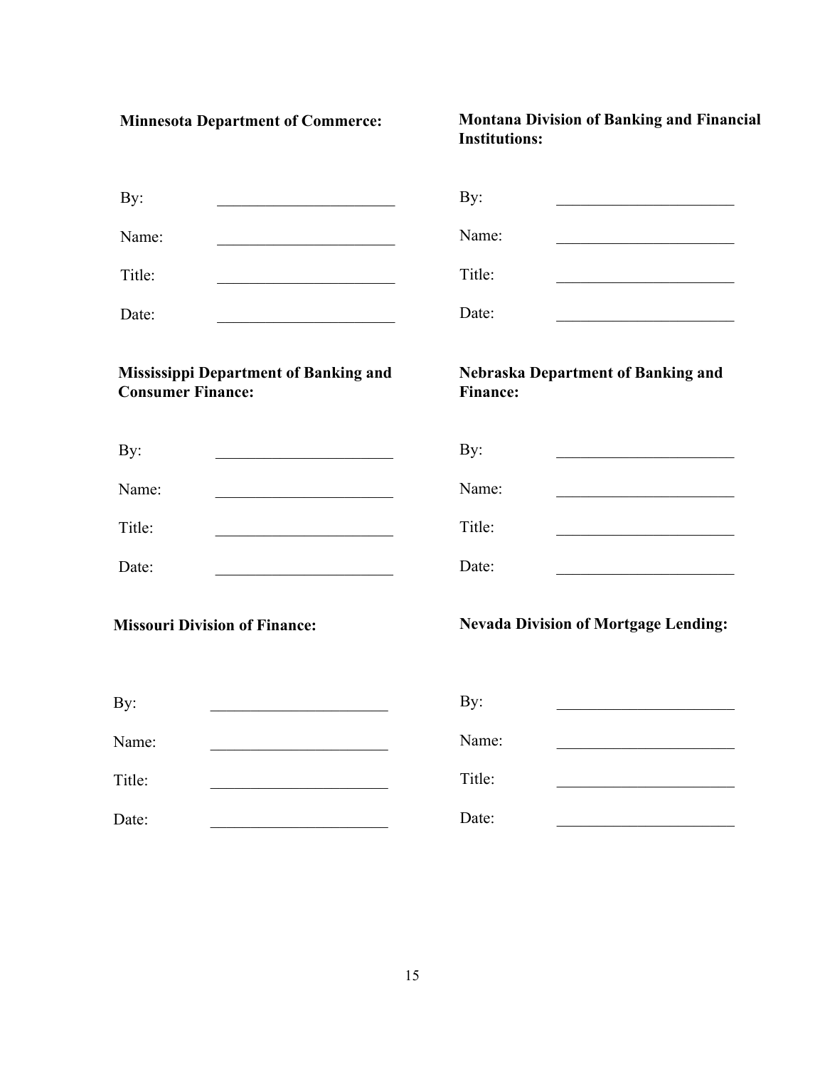**Minnesota Department of Commerce:**

By: ______________________

Name: ______________________

Title: ______________________

Date: ______________________

**Montana Division of Banking and Financial Institutions:**

By: ______________________

Name: ______________________

Title: ______________________

Date: ______________________

**Mississippi Department of Banking and Consumer Finance:**

By: ______________________

Name: ______________________

Title: ______________________

Date: ______________________

**Nebraska Department of Banking and Finance:**

By: ______________________

Name: ______________________

Title: ______________________

Date: ______________________

**Missouri Division of Finance:**

By: ______________________

Name: ______________________

Title: ______________________

Date: ______________________

**Nevada Division of Mortgage Lending:**

By: ______________________

Name: ______________________

Title: ______________________

Date: ______________________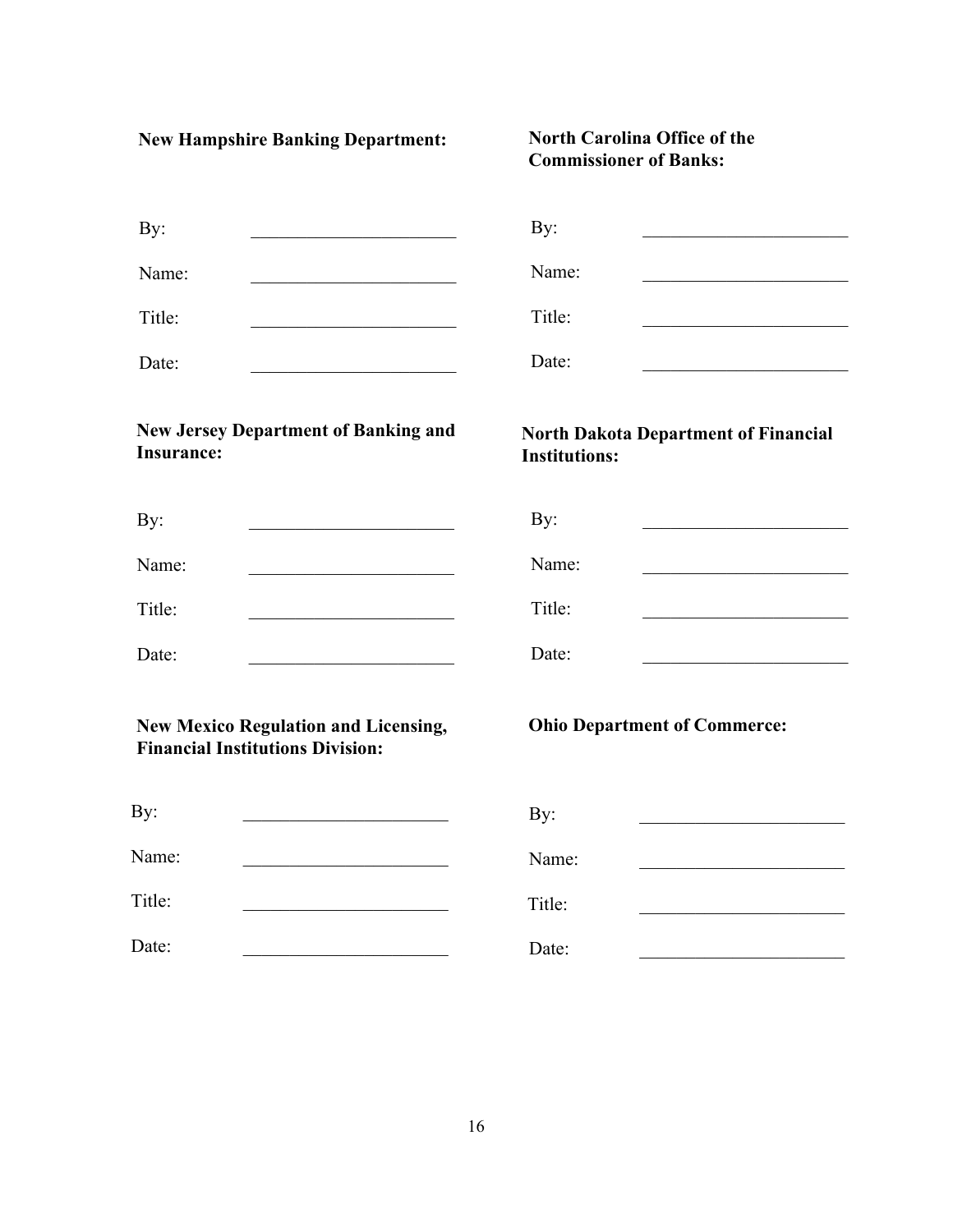**New Hampshire Banking Department:**

By: ______________________

Name: ______________________

Title: ______________________

Date: ______________________

**New Jersey Department of Banking and Insurance:**

By: ______________________

Name: ______________________

Title: ______________________

Date: ______________________

**New Mexico Regulation and Licensing, Financial Institutions Division:**

By: ______________________

Name: ______________________

Title: ______________________

Date: ______________________

**North Carolina Office of the Commissioner of Banks:**

By: ______________________

Name: ______________________

Title: ______________________

Date: ______________________

**North Dakota Department of Financial Institutions:**

By: ______________________

Name: ______________________

Title: ______________________

Date: ______________________

**Ohio Department of Commerce:**

By: ______________________

Name: ______________________

Title: ______________________

Date: ______________________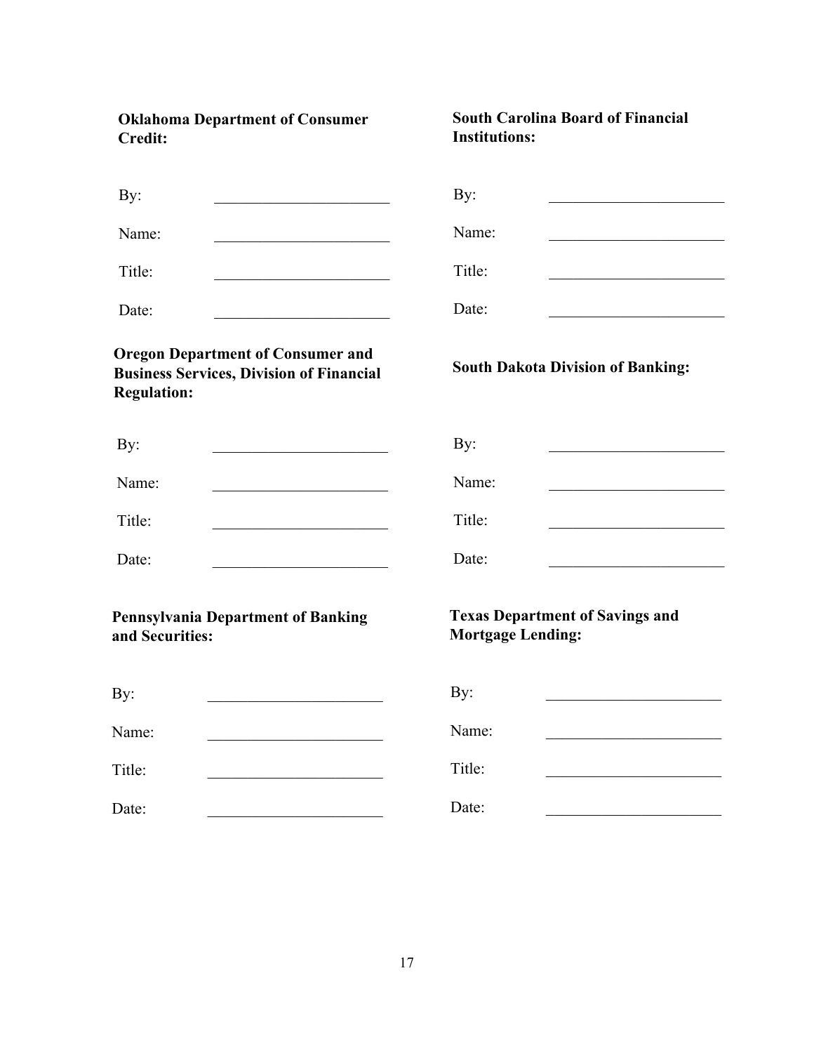**Oklahoma Department of Consumer Credit:**

By: ______________________

Name: ______________________

Title: ______________________

Date: ______________________

**Oregon Department of Consumer and Business Services, Division of Financial Regulation:**

By: ______________________

Name: ______________________

Title: ______________________

Date: ______________________

**Pennsylvania Department of Banking and Securities:**

By: ______________________

Name: ______________________

Title: ______________________

Date: ______________________

**South Carolina Board of Financial Institutions:**

By: ______________________

Name: ______________________

Title: ______________________

Date: ______________________

**South Dakota Division of Banking:**

By: ______________________

Name: ______________________

Title: ______________________

Date: ______________________

**Texas Department of Savings and Mortgage Lending:**

By: ______________________

Name: ______________________

Title: ______________________

Date: ______________________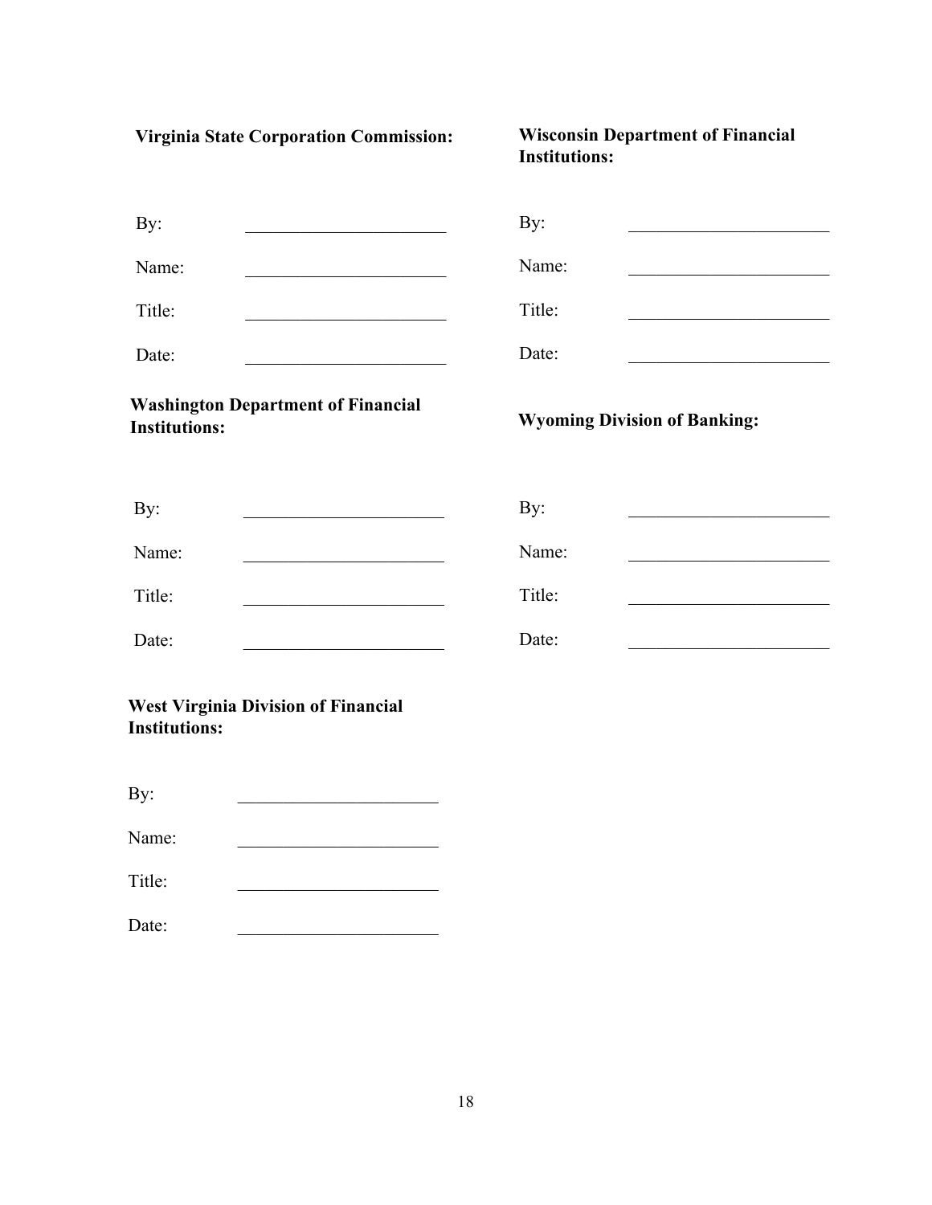**Virginia State Corporation Commission:**

By: ______________________

Name: ______________________

Title: ______________________

Date: ______________________

**Wisconsin Department of Financial Institutions:**

By: ______________________

Name: ______________________

Title: ______________________

Date: ______________________

**Washington Department of Financial Institutions:**

By: ______________________

Name: ______________________

Title: ______________________

Date: ______________________

**Wyoming Division of Banking:**

By: ______________________

Name: ______________________

Title: ______________________

Date: ______________________

**West Virginia Division of Financial Institutions:**

By: ______________________

Name: ______________________

Title: ______________________

Date: ______________________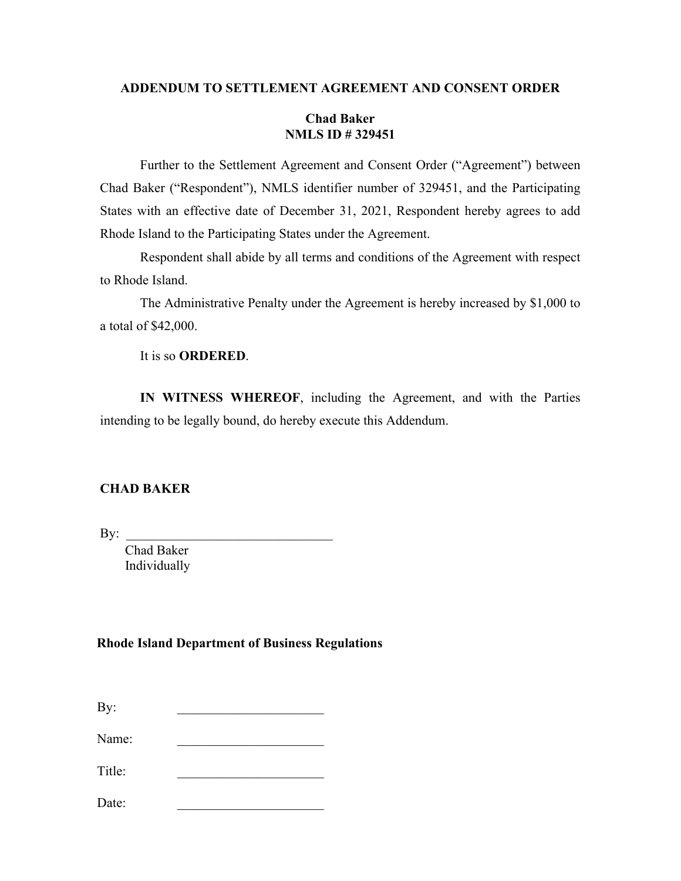**ADDENDUM TO SETTLEMENT AGREEMENT AND CONSENT ORDER**

**Chad Baker**
**NMLS ID # 329451**

Further to the Settlement Agreement and Consent Order ("Agreement") between Chad Baker ("Respondent"), NMLS identifier number of 329451, and the Participating States with an effective date of December 31, 2021, Respondent hereby agrees to add Rhode Island to the Participating States under the Agreement.

Respondent shall abide by all terms and conditions of the Agreement with respect to Rhode Island.

The Administrative Penalty under the Agreement is hereby increased by $1,000 to a total of $42,000.

It is so **ORDERED**.

**IN WITNESS WHEREOF**, including the Agreement, and with the Parties intending to be legally bound, do hereby execute this Addendum.

**CHAD BAKER**

By: \_\_\_\_\_\_\_\_\_\_\_\_\_\_\_\_\_\_\_\_\_\_\_\_\_\_\_\_\_\_\_\_
Chad Baker
Individually

**Rhode Island Department of Business Regulations**

By: \_\_\_\_\_\_\_\_\_\_\_\_\_\_\_\_\_\_\_\_\_\_

Name: \_\_\_\_\_\_\_\_\_\_\_\_\_\_\_\_\_\_\_\_\_\_

Title: \_\_\_\_\_\_\_\_\_\_\_\_\_\_\_\_\_\_\_\_\_\_

Date: \_\_\_\_\_\_\_\_\_\_\_\_\_\_\_\_\_\_\_\_\_\_